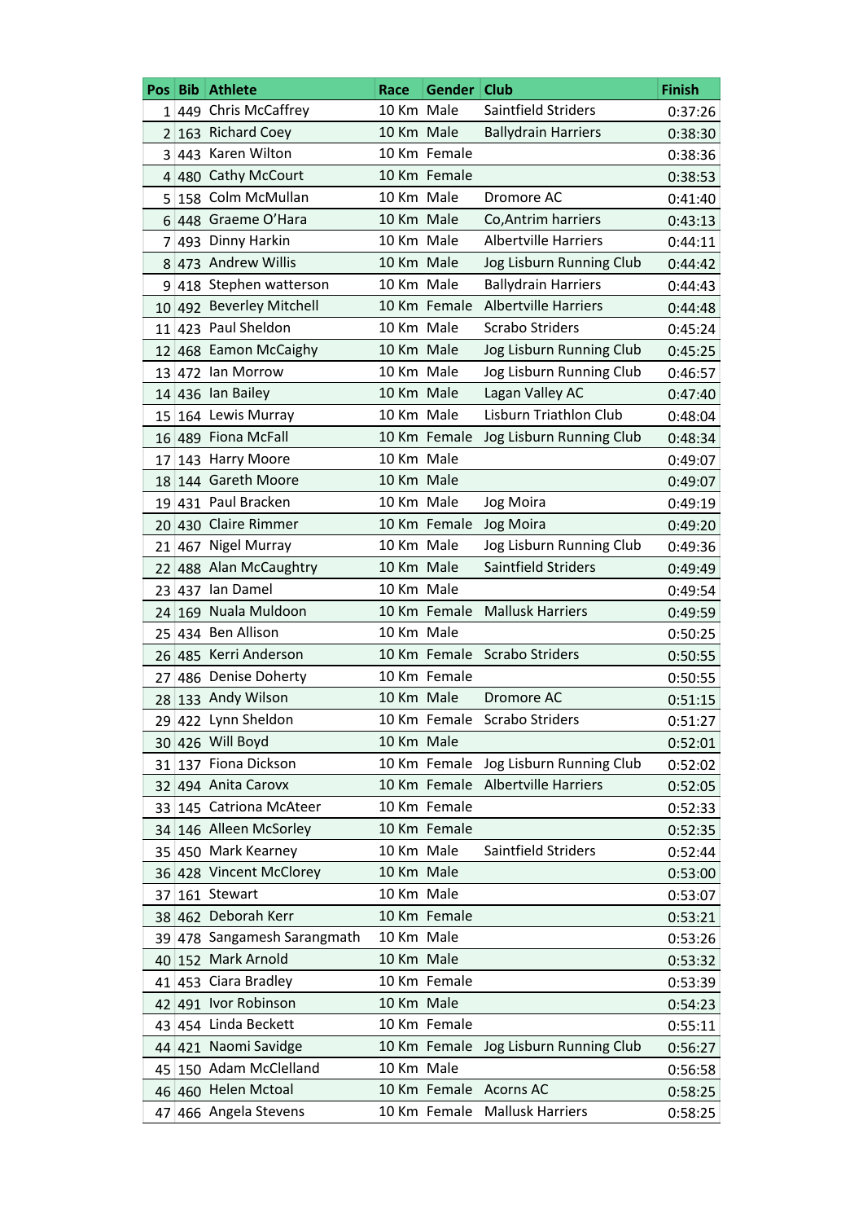| Pos | Bib | Athlete | Race | Gender | Club | Finish |
|---|---|---|---|---|---|---|
| 1 | 449 | Chris McCaffrey | 10 Km | Male | Saintfield Striders | 0:37:26 |
| 2 | 163 | Richard Coey | 10 Km | Male | Ballydrain Harriers | 0:38:30 |
| 3 | 443 | Karen Wilton | 10 Km | Female | | 0:38:36 |
| 4 | 480 | Cathy McCourt | 10 Km | Female | | 0:38:53 |
| 5 | 158 | Colm McMullan | 10 Km | Male | Dromore AC | 0:41:40 |
| 6 | 448 | Graeme O'Hara | 10 Km | Male | Co,Antrim harriers | 0:43:13 |
| 7 | 493 | Dinny Harkin | 10 Km | Male | Albertville Harriers | 0:44:11 |
| 8 | 473 | Andrew Willis | 10 Km | Male | Jog Lisburn Running Club | 0:44:42 |
| 9 | 418 | Stephen watterson | 10 Km | Male | Ballydrain Harriers | 0:44:43 |
| 10 | 492 | Beverley Mitchell | 10 Km | Female | Albertville Harriers | 0:44:48 |
| 11 | 423 | Paul Sheldon | 10 Km | Male | Scrabo Striders | 0:45:24 |
| 12 | 468 | Eamon McCaighy | 10 Km | Male | Jog Lisburn Running Club | 0:45:25 |
| 13 | 472 | Ian Morrow | 10 Km | Male | Jog Lisburn Running Club | 0:46:57 |
| 14 | 436 | Ian Bailey | 10 Km | Male | Lagan Valley AC | 0:47:40 |
| 15 | 164 | Lewis Murray | 10 Km | Male | Lisburn Triathlon Club | 0:48:04 |
| 16 | 489 | Fiona McFall | 10 Km | Female | Jog Lisburn Running Club | 0:48:34 |
| 17 | 143 | Harry Moore | 10 Km | Male | | 0:49:07 |
| 18 | 144 | Gareth Moore | 10 Km | Male | | 0:49:07 |
| 19 | 431 | Paul Bracken | 10 Km | Male | Jog Moira | 0:49:19 |
| 20 | 430 | Claire Rimmer | 10 Km | Female | Jog Moira | 0:49:20 |
| 21 | 467 | Nigel Murray | 10 Km | Male | Jog Lisburn Running Club | 0:49:36 |
| 22 | 488 | Alan McCaughtry | 10 Km | Male | Saintfield Striders | 0:49:49 |
| 23 | 437 | Ian Damel | 10 Km | Male | | 0:49:54 |
| 24 | 169 | Nuala Muldoon | 10 Km | Female | Mallusk Harriers | 0:49:59 |
| 25 | 434 | Ben Allison | 10 Km | Male | | 0:50:25 |
| 26 | 485 | Kerri Anderson | 10 Km | Female | Scrabo Striders | 0:50:55 |
| 27 | 486 | Denise Doherty | 10 Km | Female | | 0:50:55 |
| 28 | 133 | Andy Wilson | 10 Km | Male | Dromore AC | 0:51:15 |
| 29 | 422 | Lynn Sheldon | 10 Km | Female | Scrabo Striders | 0:51:27 |
| 30 | 426 | Will Boyd | 10 Km | Male | | 0:52:01 |
| 31 | 137 | Fiona Dickson | 10 Km | Female | Jog Lisburn Running Club | 0:52:02 |
| 32 | 494 | Anita Carovx | 10 Km | Female | Albertville Harriers | 0:52:05 |
| 33 | 145 | Catriona McAteer | 10 Km | Female | | 0:52:33 |
| 34 | 146 | Alleen McSorley | 10 Km | Female | | 0:52:35 |
| 35 | 450 | Mark Kearney | 10 Km | Male | Saintfield Striders | 0:52:44 |
| 36 | 428 | Vincent McClorey | 10 Km | Male | | 0:53:00 |
| 37 | 161 | Stewart | 10 Km | Male | | 0:53:07 |
| 38 | 462 | Deborah Kerr | 10 Km | Female | | 0:53:21 |
| 39 | 478 | Sangamesh Sarangmath | 10 Km | Male | | 0:53:26 |
| 40 | 152 | Mark Arnold | 10 Km | Male | | 0:53:32 |
| 41 | 453 | Ciara Bradley | 10 Km | Female | | 0:53:39 |
| 42 | 491 | Ivor Robinson | 10 Km | Male | | 0:54:23 |
| 43 | 454 | Linda Beckett | 10 Km | Female | | 0:55:11 |
| 44 | 421 | Naomi Savidge | 10 Km | Female | Jog Lisburn Running Club | 0:56:27 |
| 45 | 150 | Adam McClelland | 10 Km | Male | | 0:56:58 |
| 46 | 460 | Helen Mctoal | 10 Km | Female | Acorns AC | 0:58:25 |
| 47 | 466 | Angela Stevens | 10 Km | Female | Mallusk Harriers | 0:58:25 |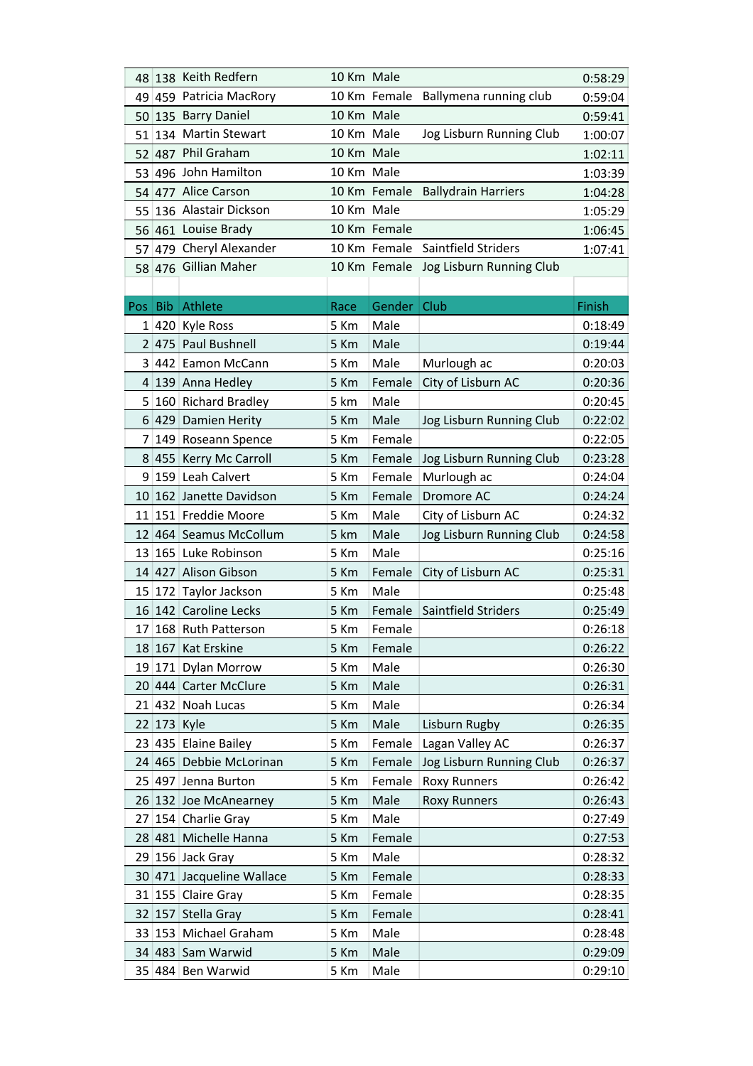| 48 | 138 | Keith Redfern | 10 Km | Male | | 0:58:29 |
|---|---|---|---|---|---|---|
| 49 | 459 | Patricia MacRory | 10 Km | Female | Ballymena running club | 0:59:04 |
| 50 | 135 | Barry Daniel | 10 Km | Male | | 0:59:41 |
| 51 | 134 | Martin Stewart | 10 Km | Male | Jog Lisburn Running Club | 1:00:07 |
| 52 | 487 | Phil Graham | 10 Km | Male | | 1:02:11 |
| 53 | 496 | John Hamilton | 10 Km | Male | | 1:03:39 |
| 54 | 477 | Alice Carson | 10 Km | Female | Ballydrain Harriers | 1:04:28 |
| 55 | 136 | Alastair Dickson | 10 Km | Male | | 1:05:29 |
| 56 | 461 | Louise Brady | 10 Km | Female | | 1:06:45 |
| 57 | 479 | Cheryl Alexander | 10 Km | Female | Saintfield Striders | 1:07:41 |
| 58 | 476 | Gillian Maher | 10 Km | Female | Jog Lisburn Running Club | |

| Pos | Bib | Athlete | Race | Gender | Club | Finish |
|---|---|---|---|---|---|---|
| 1 | 420 | Kyle Ross | 5 Km | Male | | 0:18:49 |
| 2 | 475 | Paul Bushnell | 5 Km | Male | | 0:19:44 |
| 3 | 442 | Eamon McCann | 5 Km | Male | Murlough ac | 0:20:03 |
| 4 | 139 | Anna Hedley | 5 Km | Female | City of Lisburn AC | 0:20:36 |
| 5 | 160 | Richard Bradley | 5 km | Male | | 0:20:45 |
| 6 | 429 | Damien Herity | 5 Km | Male | Jog Lisburn Running Club | 0:22:02 |
| 7 | 149 | Roseann Spence | 5 Km | Female | | 0:22:05 |
| 8 | 455 | Kerry Mc Carroll | 5 Km | Female | Jog Lisburn Running Club | 0:23:28 |
| 9 | 159 | Leah Calvert | 5 Km | Female | Murlough ac | 0:24:04 |
| 10 | 162 | Janette Davidson | 5 Km | Female | Dromore AC | 0:24:24 |
| 11 | 151 | Freddie Moore | 5 Km | Male | City of Lisburn AC | 0:24:32 |
| 12 | 464 | Seamus McCollum | 5 km | Male | Jog Lisburn Running Club | 0:24:58 |
| 13 | 165 | Luke Robinson | 5 Km | Male | | 0:25:16 |
| 14 | 427 | Alison Gibson | 5 Km | Female | City of Lisburn AC | 0:25:31 |
| 15 | 172 | Taylor Jackson | 5 Km | Male | | 0:25:48 |
| 16 | 142 | Caroline Lecks | 5 Km | Female | Saintfield Striders | 0:25:49 |
| 17 | 168 | Ruth Patterson | 5 Km | Female | | 0:26:18 |
| 18 | 167 | Kat Erskine | 5 Km | Female | | 0:26:22 |
| 19 | 171 | Dylan Morrow | 5 Km | Male | | 0:26:30 |
| 20 | 444 | Carter McClure | 5 Km | Male | | 0:26:31 |
| 21 | 432 | Noah Lucas | 5 Km | Male | | 0:26:34 |
| 22 | 173 | Kyle | 5 Km | Male | Lisburn Rugby | 0:26:35 |
| 23 | 435 | Elaine Bailey | 5 Km | Female | Lagan Valley AC | 0:26:37 |
| 24 | 465 | Debbie McLorinan | 5 Km | Female | Jog Lisburn Running Club | 0:26:37 |
| 25 | 497 | Jenna Burton | 5 Km | Female | Roxy Runners | 0:26:42 |
| 26 | 132 | Joe McAnearney | 5 Km | Male | Roxy Runners | 0:26:43 |
| 27 | 154 | Charlie Gray | 5 Km | Male | | 0:27:49 |
| 28 | 481 | Michelle Hanna | 5 Km | Female | | 0:27:53 |
| 29 | 156 | Jack Gray | 5 Km | Male | | 0:28:32 |
| 30 | 471 | Jacqueline Wallace | 5 Km | Female | | 0:28:33 |
| 31 | 155 | Claire Gray | 5 Km | Female | | 0:28:35 |
| 32 | 157 | Stella Gray | 5 Km | Female | | 0:28:41 |
| 33 | 153 | Michael Graham | 5 Km | Male | | 0:28:48 |
| 34 | 483 | Sam Warwid | 5 Km | Male | | 0:29:09 |
| 35 | 484 | Ben Warwid | 5 Km | Male | | 0:29:10 |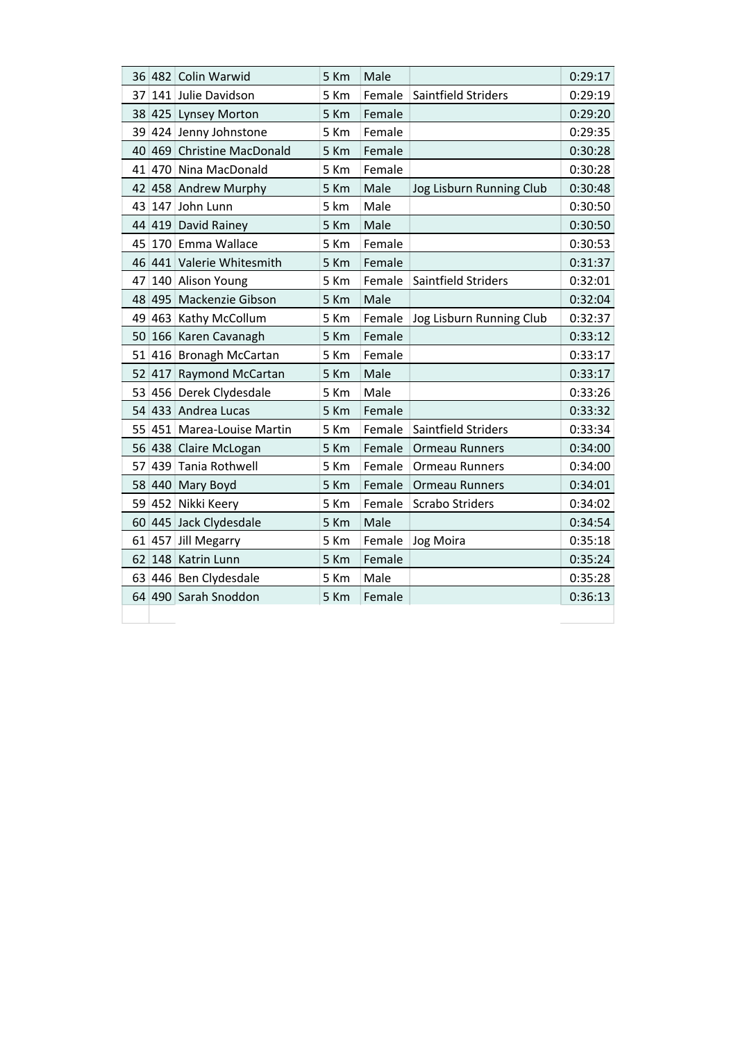| | | | | | | |
|---|---|---|---|---|---|---|
| 36 | 482 | Colin Warwid | 5 Km | Male | | 0:29:17 |
| 37 | 141 | Julie Davidson | 5 Km | Female | Saintfield Striders | 0:29:19 |
| 38 | 425 | Lynsey Morton | 5 Km | Female | | 0:29:20 |
| 39 | 424 | Jenny Johnstone | 5 Km | Female | | 0:29:35 |
| 40 | 469 | Christine MacDonald | 5 Km | Female | | 0:30:28 |
| 41 | 470 | Nina MacDonald | 5 Km | Female | | 0:30:28 |
| 42 | 458 | Andrew Murphy | 5 Km | Male | Jog Lisburn Running Club | 0:30:48 |
| 43 | 147 | John Lunn | 5 km | Male | | 0:30:50 |
| 44 | 419 | David Rainey | 5 Km | Male | | 0:30:50 |
| 45 | 170 | Emma Wallace | 5 Km | Female | | 0:30:53 |
| 46 | 441 | Valerie Whitesmith | 5 Km | Female | | 0:31:37 |
| 47 | 140 | Alison Young | 5 Km | Female | Saintfield Striders | 0:32:01 |
| 48 | 495 | Mackenzie Gibson | 5 Km | Male | | 0:32:04 |
| 49 | 463 | Kathy McCollum | 5 Km | Female | Jog Lisburn Running Club | 0:32:37 |
| 50 | 166 | Karen Cavanagh | 5 Km | Female | | 0:33:12 |
| 51 | 416 | Bronagh McCartan | 5 Km | Female | | 0:33:17 |
| 52 | 417 | Raymond McCartan | 5 Km | Male | | 0:33:17 |
| 53 | 456 | Derek Clydesdale | 5 Km | Male | | 0:33:26 |
| 54 | 433 | Andrea Lucas | 5 Km | Female | | 0:33:32 |
| 55 | 451 | Marea-Louise Martin | 5 Km | Female | Saintfield Striders | 0:33:34 |
| 56 | 438 | Claire McLogan | 5 Km | Female | Ormeau Runners | 0:34:00 |
| 57 | 439 | Tania Rothwell | 5 Km | Female | Ormeau Runners | 0:34:00 |
| 58 | 440 | Mary Boyd | 5 Km | Female | Ormeau Runners | 0:34:01 |
| 59 | 452 | Nikki Keery | 5 Km | Female | Scrabo Striders | 0:34:02 |
| 60 | 445 | Jack Clydesdale | 5 Km | Male | | 0:34:54 |
| 61 | 457 | Jill Megarry | 5 Km | Female | Jog Moira | 0:35:18 |
| 62 | 148 | Katrin Lunn | 5 Km | Female | | 0:35:24 |
| 63 | 446 | Ben Clydesdale | 5 Km | Male | | 0:35:28 |
| 64 | 490 | Sarah Snoddon | 5 Km | Female | | 0:36:13 |